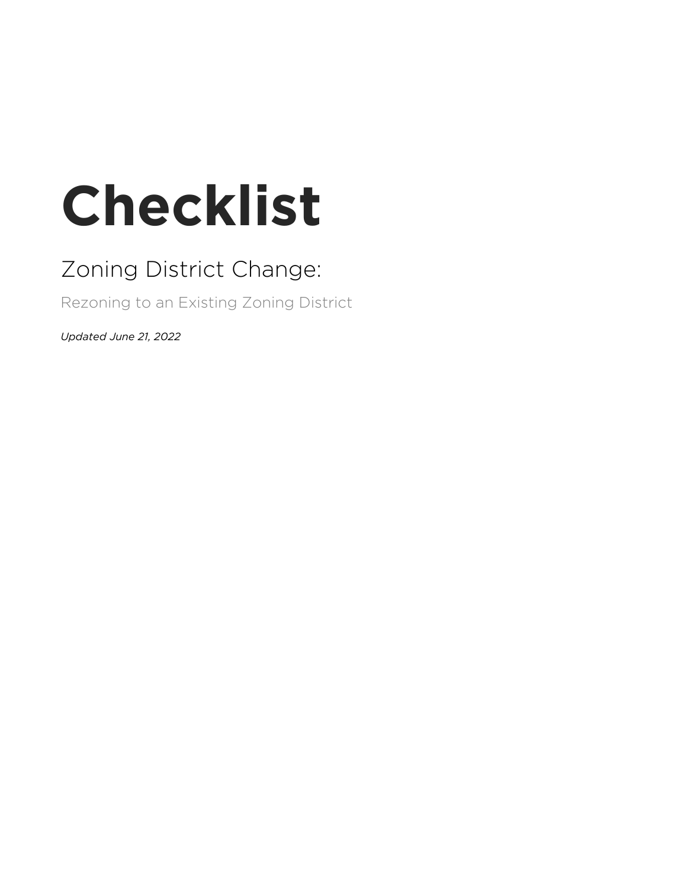# Checklist

## Zoning District Change:

### Rezoning to an Existing Zoning District

*Updated June 21, 2022*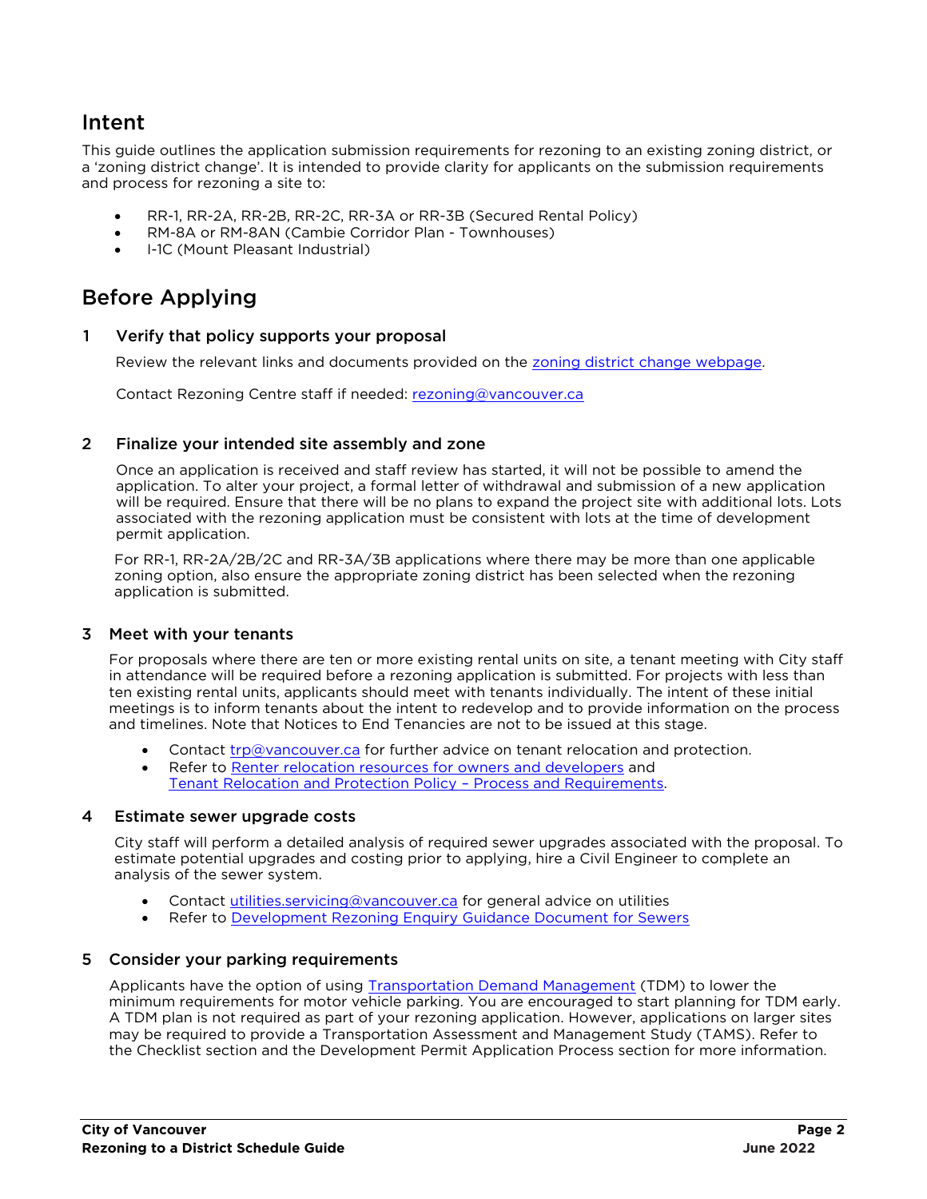## Intent

This guide outlines the application submission requirements for rezoning to an existing zoning district, or a 'zoning district change'. It is intended to provide clarity for applicants on the submission requirements and process for rezoning a site to:

- RR-1, RR-2A, RR-2B, RR-2C, RR-3A or RR-3B (Secured Rental Policy)
- RM-8A or RM-8AN (Cambie Corridor Plan - Townhouses)
- I-1C (Mount Pleasant Industrial)

## Before Applying

### 1 Verify that policy supports your proposal

Review the relevant links and documents provided on the zoning district change webpage.

Contact Rezoning Centre staff if needed: rezoning@vancouver.ca

### 2 Finalize your intended site assembly and zone

Once an application is received and staff review has started, it will not be possible to amend the application. To alter your project, a formal letter of withdrawal and submission of a new application will be required. Ensure that there will be no plans to expand the project site with additional lots. Lots associated with the rezoning application must be consistent with lots at the time of development permit application.

For RR-1, RR-2A/2B/2C and RR-3A/3B applications where there may be more than one applicable zoning option, also ensure the appropriate zoning district has been selected when the rezoning application is submitted.

### 3 Meet with your tenants

For proposals where there are ten or more existing rental units on site, a tenant meeting with City staff in attendance will be required before a rezoning application is submitted. For projects with less than ten existing rental units, applicants should meet with tenants individually. The intent of these initial meetings is to inform tenants about the intent to redevelop and to provide information on the process and timelines. Note that Notices to End Tenancies are not to be issued at this stage.

- Contact trp@vancouver.ca for further advice on tenant relocation and protection.
- Refer to Renter relocation resources for owners and developers and Tenant Relocation and Protection Policy – Process and Requirements.

### 4 Estimate sewer upgrade costs

City staff will perform a detailed analysis of required sewer upgrades associated with the proposal. To estimate potential upgrades and costing prior to applying, hire a Civil Engineer to complete an analysis of the sewer system.

- Contact utilities.servicing@vancouver.ca for general advice on utilities
- Refer to Development Rezoning Enquiry Guidance Document for Sewers

### 5 Consider your parking requirements

Applicants have the option of using Transportation Demand Management (TDM) to lower the minimum requirements for motor vehicle parking. You are encouraged to start planning for TDM early. A TDM plan is not required as part of your rezoning application. However, applications on larger sites may be required to provide a Transportation Assessment and Management Study (TAMS). Refer to the Checklist section and the Development Permit Application Process section for more information.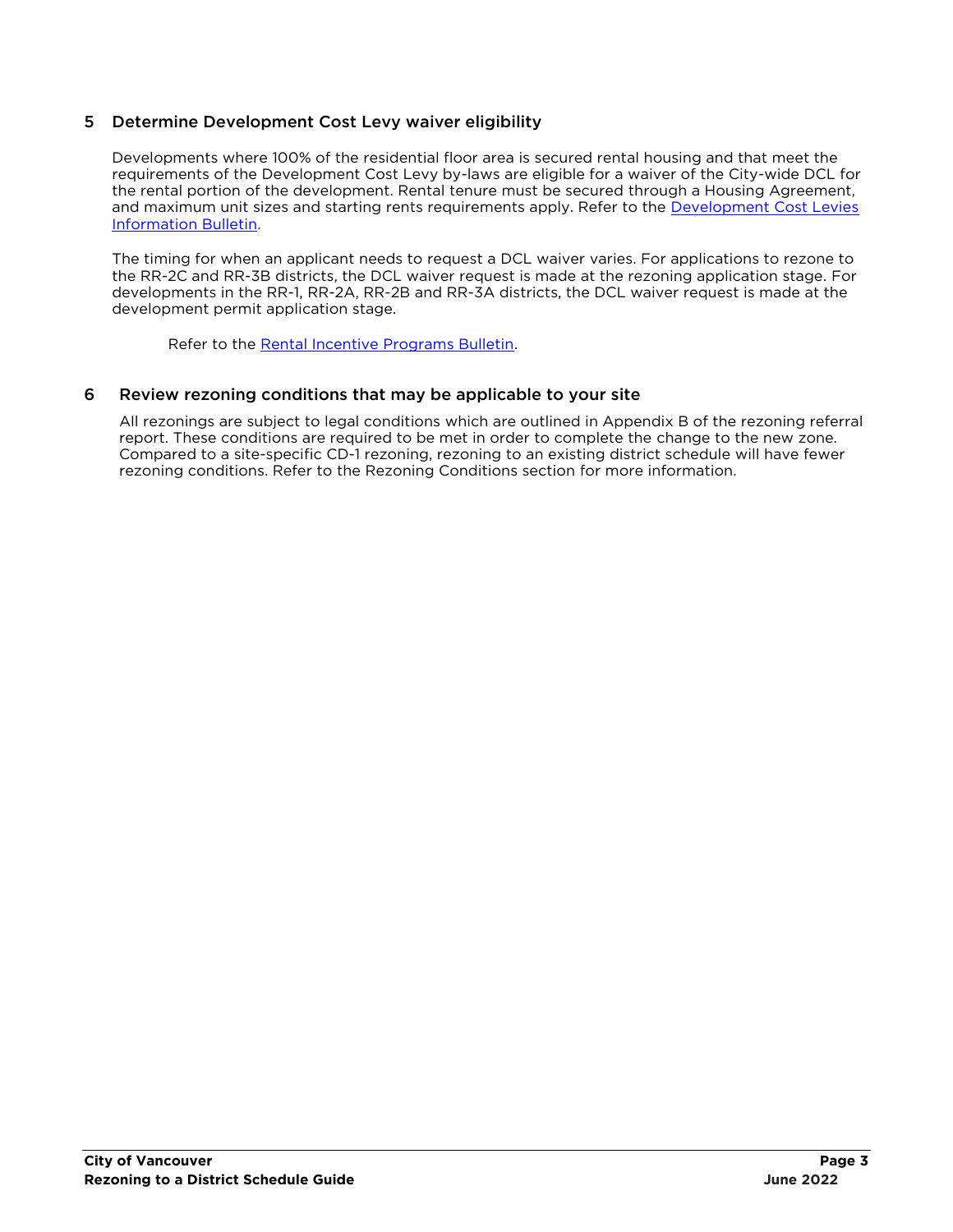## 5 Determine Development Cost Levy waiver eligibility

Developments where 100% of the residential floor area is secured rental housing and that meet the requirements of the Development Cost Levy by-laws are eligible for a waiver of the City-wide DCL for the rental portion of the development. Rental tenure must be secured through a Housing Agreement, and maximum unit sizes and starting rents requirements apply. Refer to the [Development Cost Levies Information Bulletin](#).

The timing for when an applicant needs to request a DCL waiver varies. For applications to rezone to the RR-2C and RR-3B districts, the DCL waiver request is made at the rezoning application stage. For developments in the RR-1, RR-2A, RR-2B and RR-3A districts, the DCL waiver request is made at the development permit application stage.

Refer to the [Rental Incentive Programs Bulletin](#).

## 6 Review rezoning conditions that may be applicable to your site

All rezonings are subject to legal conditions which are outlined in Appendix B of the rezoning referral report. These conditions are required to be met in order to complete the change to the new zone. Compared to a site-specific CD-1 rezoning, rezoning to an existing district schedule will have fewer rezoning conditions. Refer to the Rezoning Conditions section for more information.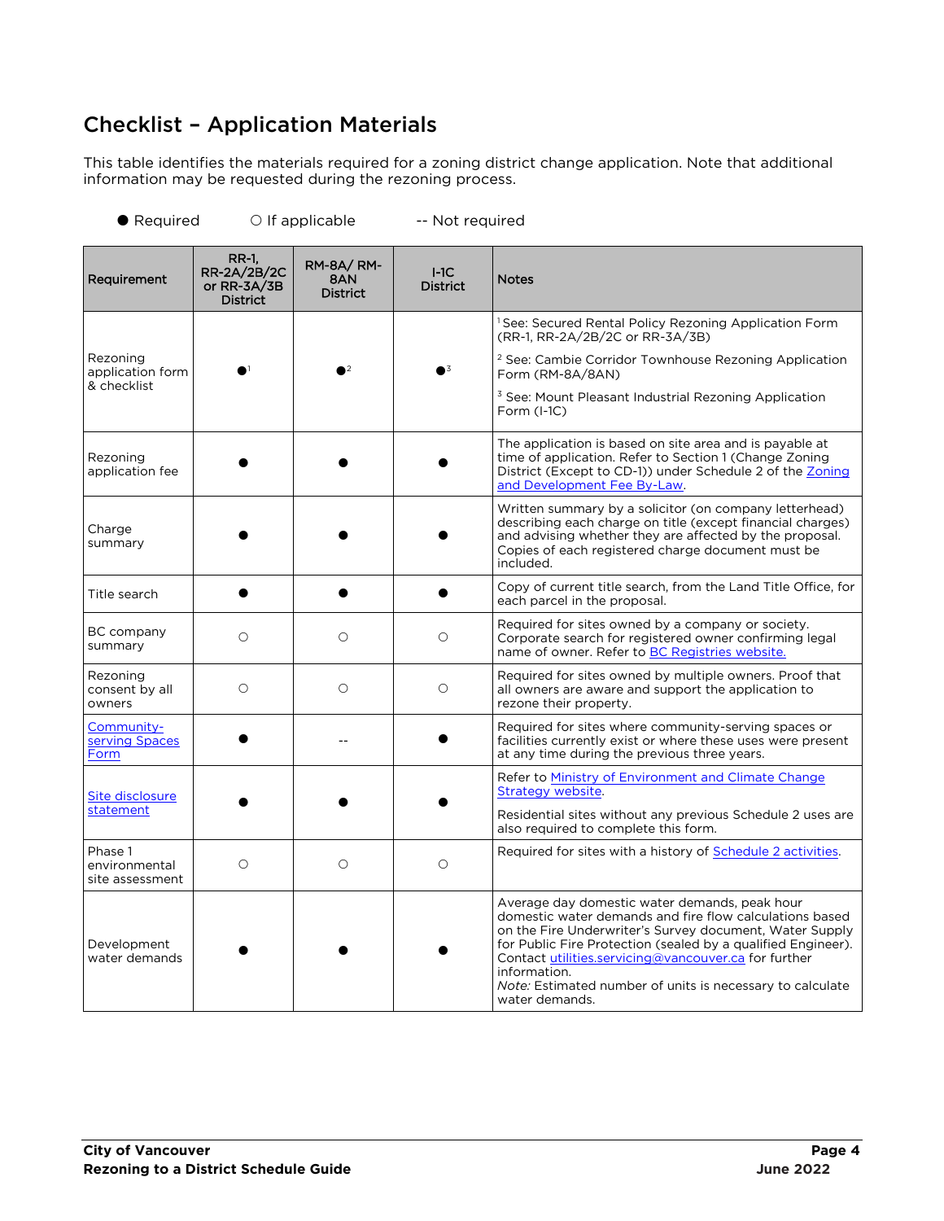## Checklist – Application Materials

This table identifies the materials required for a zoning district change application. Note that additional information may be requested during the rezoning process.

● Required ○ If applicable -- Not required

| Requirement | RR-1, RR-2A/2B/2C or RR-3A/3B District | RM-8A/ RM-8AN District | I-1C District | Notes |
|---|---|---|---|---|
| Rezoning application form & checklist | ●[1] | ●[2] | ●[3] | [1] See: Secured Rental Policy Rezoning Application Form (RR-1, RR-2A/2B/2C or RR-3A/3B)<br>[2] See: Cambie Corridor Townhouse Rezoning Application Form (RM-8A/8AN)<br>[3] See: Mount Pleasant Industrial Rezoning Application Form (I-1C) |
| Rezoning application fee | ● | ● | ● | The application is based on site area and is payable at time of application. Refer to Section 1 (Change Zoning District (Except to CD-1)) under Schedule 2 of the Zoning and Development Fee By-Law. |
| Charge summary | ● | ● | ● | Written summary by a solicitor (on company letterhead) describing each charge on title (except financial charges) and advising whether they are affected by the proposal. Copies of each registered charge document must be included. |
| Title search | ● | ● | ● | Copy of current title search, from the Land Title Office, for each parcel in the proposal. |
| BC company summary | ○ | ○ | ○ | Required for sites owned by a company or society. Corporate search for registered owner confirming legal name of owner. Refer to BC Registries website. |
| Rezoning consent by all owners | ○ | ○ | ○ | Required for sites owned by multiple owners. Proof that all owners are aware and support the application to rezone their property. |
| Community-serving Spaces Form | ● | -- | ● | Required for sites where community-serving spaces or facilities currently exist or where these uses were present at any time during the previous three years. |
| Site disclosure statement | ● | ● | ● | Refer to Ministry of Environment and Climate Change Strategy website.<br>Residential sites without any previous Schedule 2 uses are also required to complete this form. |
| Phase 1 environmental site assessment | ○ | ○ | ○ | Required for sites with a history of Schedule 2 activities. |
| Development water demands | ● | ● | ● | Average day domestic water demands, peak hour domestic water demands and fire flow calculations based on the Fire Underwriter's Survey document, Water Supply for Public Fire Protection (sealed by a qualified Engineer). Contact utilities.servicing@vancouver.ca for further information.<br>*Note:* Estimated number of units is necessary to calculate water demands. |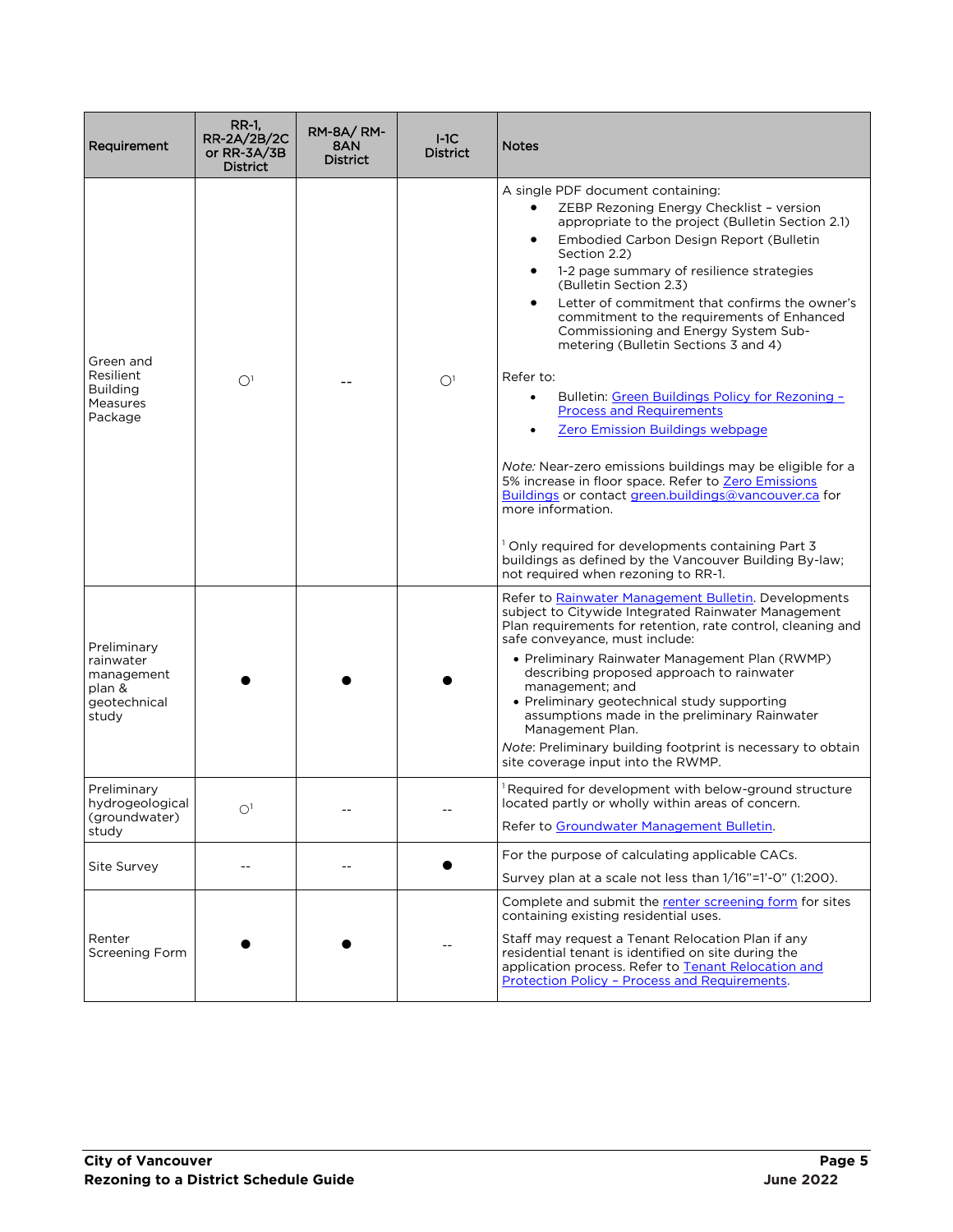| Requirement | RR-1, RR-2A/2B/2C or RR-3A/3B District | RM-8A/ RM-8AN District | I-1C District | Notes |
|---|---|---|---|---|
| Green and Resilient Building Measures Package | ○[1] | -- | ○[1] | A single PDF document containing:<br>• ZEBP Rezoning Energy Checklist – version appropriate to the project (Bulletin Section 2.1)<br>• Embodied Carbon Design Report (Bulletin Section 2.2)<br>• 1-2 page summary of resilience strategies (Bulletin Section 2.3)<br>• Letter of commitment that confirms the owner's commitment to the requirements of Enhanced Commissioning and Energy System Sub-metering (Bulletin Sections 3 and 4)<br><br>Refer to:<br>• Bulletin: Green Buildings Policy for Rezoning – Process and Requirements<br>• Zero Emission Buildings webpage<br><br>*Note:* Near-zero emissions buildings may be eligible for a 5% increase in floor space. Refer to Zero Emissions Buildings or contact green.buildings@vancouver.ca for more information.<br><br>[1] Only required for developments containing Part 3 buildings as defined by the Vancouver Building By-law; not required when rezoning to RR-1. |
| Preliminary rainwater management plan & geotechnical study | ● | ● | ● | Refer to Rainwater Management Bulletin. Developments subject to Citywide Integrated Rainwater Management Plan requirements for retention, rate control, cleaning and safe conveyance, must include:<br>• Preliminary Rainwater Management Plan (RWMP) describing proposed approach to rainwater management; and<br>• Preliminary geotechnical study supporting assumptions made in the preliminary Rainwater Management Plan.<br>*Note*: Preliminary building footprint is necessary to obtain site coverage input into the RWMP. |
| Preliminary hydrogeological (groundwater) study | ○[1] | -- | -- | [1] Required for development with below-ground structure located partly or wholly within areas of concern.<br>Refer to Groundwater Management Bulletin. |
| Site Survey | -- | -- | ● | For the purpose of calculating applicable CACs.<br>Survey plan at a scale not less than 1/16"=1'-0" (1:200). |
| Renter Screening Form | ● | ● | -- | Complete and submit the renter screening form for sites containing existing residential uses.<br>Staff may request a Tenant Relocation Plan if any residential tenant is identified on site during the application process. Refer to Tenant Relocation and Protection Policy – Process and Requirements. |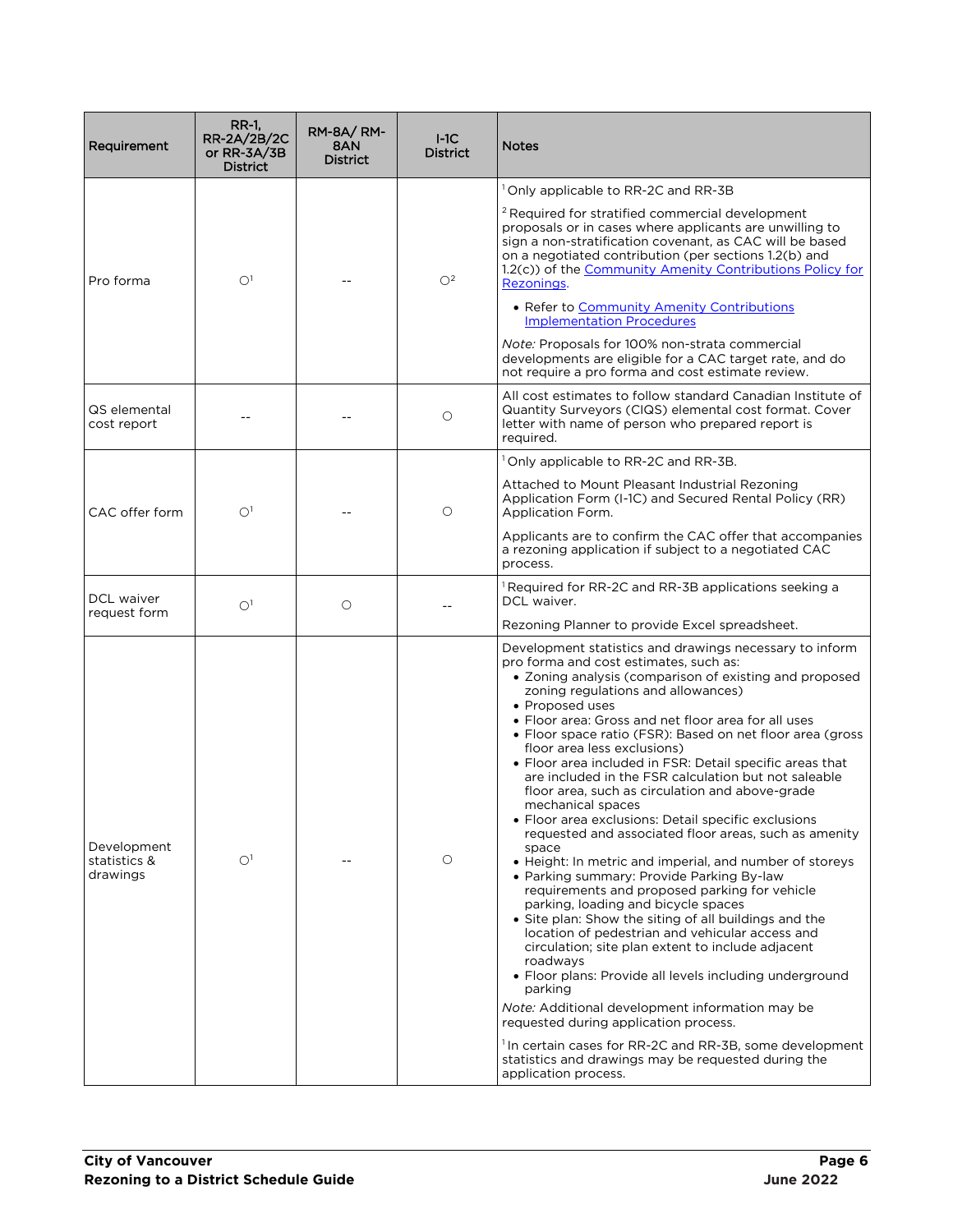| Requirement | RR-1, RR-2A/2B/2C or RR-3A/3B District | RM-8A/ RM-8AN District | I-1C District | Notes |
|---|---|---|---|---|
| Pro forma | ○[1] | -- | ○[2] | [1] Only applicable to RR-2C and RR-3B<br><br>[2] Required for stratified commercial development proposals or in cases where applicants are unwilling to sign a non-stratification covenant, as CAC will be based on a negotiated contribution (per sections 1.2(b) and 1.2(c)) of the Community Amenity Contributions Policy for Rezonings.<br><br>• Refer to Community Amenity Contributions Implementation Procedures<br><br>*Note:* Proposals for 100% non-strata commercial developments are eligible for a CAC target rate, and do not require a pro forma and cost estimate review. |
| QS elemental cost report | -- | -- | ○ | All cost estimates to follow standard Canadian Institute of Quantity Surveyors (CIQS) elemental cost format. Cover letter with name of person who prepared report is required. |
| CAC offer form | ○[1] | -- | ○ | [1] Only applicable to RR-2C and RR-3B.<br><br>Attached to Mount Pleasant Industrial Rezoning Application Form (I-1C) and Secured Rental Policy (RR) Application Form.<br><br>Applicants are to confirm the CAC offer that accompanies a rezoning application if subject to a negotiated CAC process. |
| DCL waiver request form | ○[1] | ○ | -- | [1] Required for RR-2C and RR-3B applications seeking a DCL waiver.<br><br>Rezoning Planner to provide Excel spreadsheet. |
| Development statistics & drawings | ○[1] | -- | ○ | Development statistics and drawings necessary to inform pro forma and cost estimates, such as:<br>• Zoning analysis (comparison of existing and proposed zoning regulations and allowances)<br>• Proposed uses<br>• Floor area: Gross and net floor area for all uses<br>• Floor space ratio (FSR): Based on net floor area (gross floor area less exclusions)<br>• Floor area included in FSR: Detail specific areas that are included in the FSR calculation but not saleable floor area, such as circulation and above-grade mechanical spaces<br>• Floor area exclusions: Detail specific exclusions requested and associated floor areas, such as amenity space<br>• Height: In metric and imperial, and number of storeys<br>• Parking summary: Provide Parking By-law requirements and proposed parking for vehicle parking, loading and bicycle spaces<br>• Site plan: Show the siting of all buildings and the location of pedestrian and vehicular access and circulation; site plan extent to include adjacent roadways<br>• Floor plans: Provide all levels including underground parking<br><br>*Note:* Additional development information may be requested during application process.<br><br>[1] In certain cases for RR-2C and RR-3B, some development statistics and drawings may be requested during the application process. |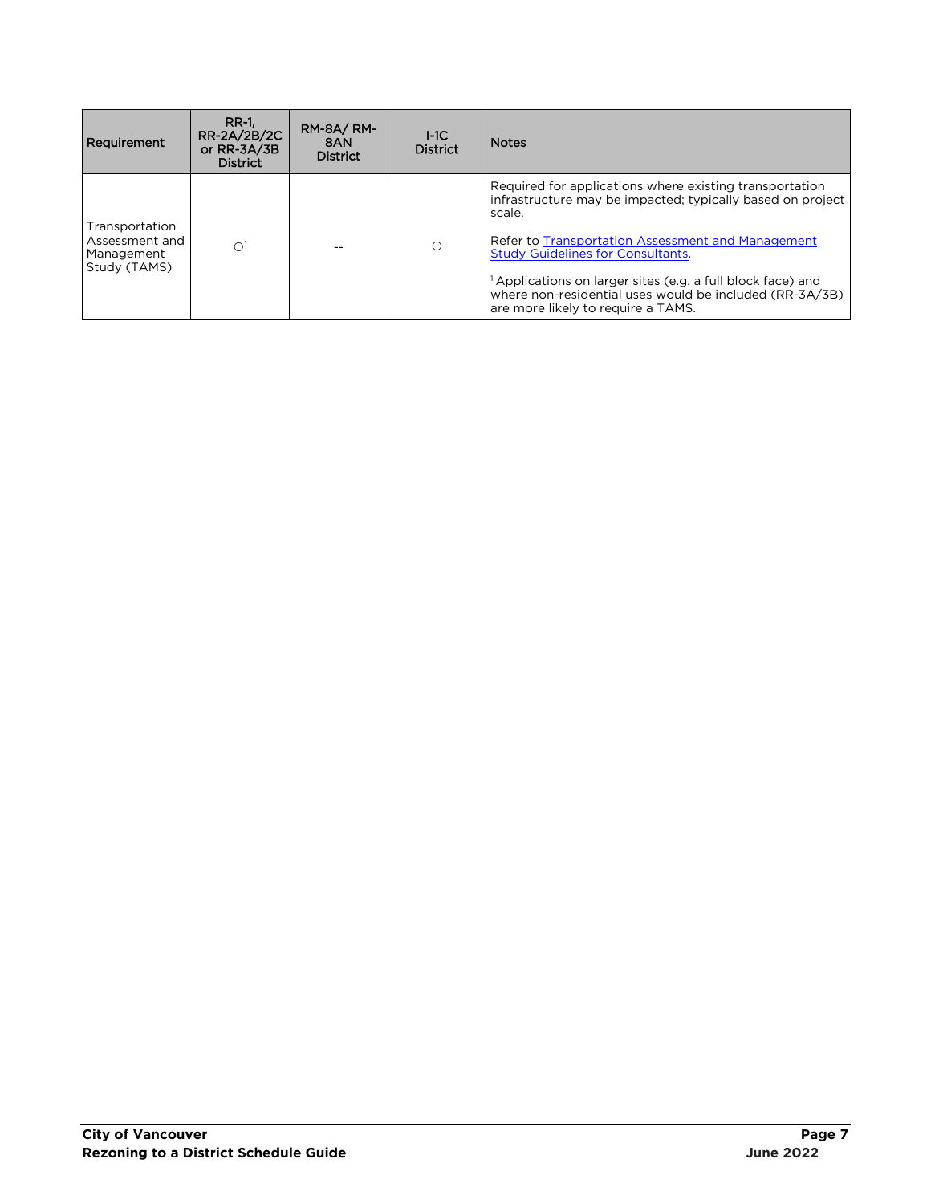| Requirement | RR-1, RR-2A/2B/2C or RR-3A/3B District | RM-8A/ RM-8AN District | I-1C District | Notes |
|---|---|---|---|---|
| Transportation Assessment and Management Study (TAMS) | ○[1] | -- | ○ | Required for applications where existing transportation infrastructure may be impacted; typically based on project scale.<br><br>Refer to [Transportation Assessment and Management Study Guidelines for Consultants](#).<br><br>[1] Applications on larger sites (e.g. a full block face) and where non-residential uses would be included (RR-3A/3B) are more likely to require a TAMS. |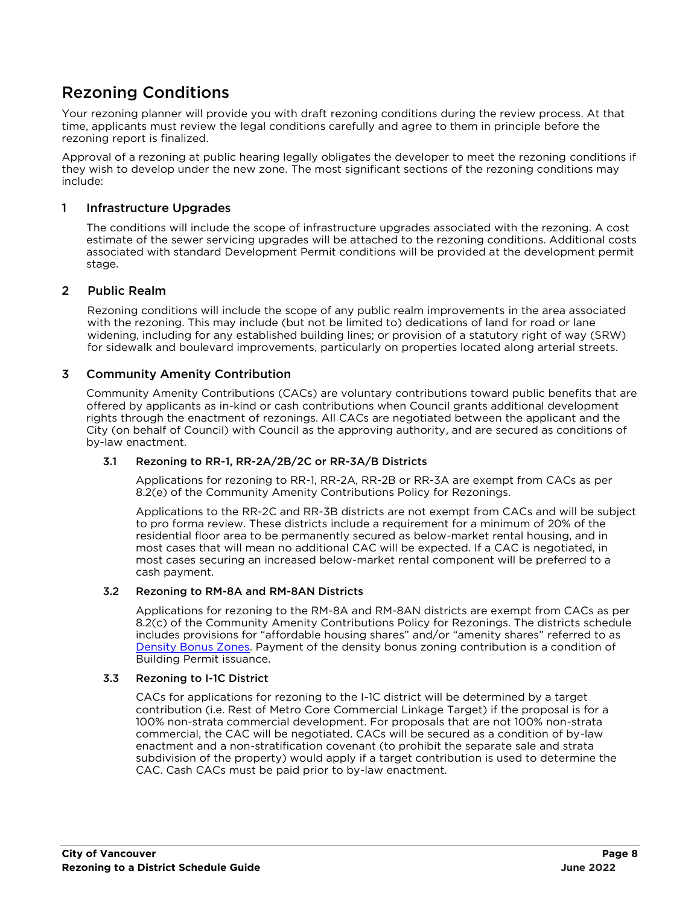# Rezoning Conditions

Your rezoning planner will provide you with draft rezoning conditions during the review process. At that time, applicants must review the legal conditions carefully and agree to them in principle before the rezoning report is finalized.

Approval of a rezoning at public hearing legally obligates the developer to meet the rezoning conditions if they wish to develop under the new zone. The most significant sections of the rezoning conditions may include:

## 1 Infrastructure Upgrades

The conditions will include the scope of infrastructure upgrades associated with the rezoning. A cost estimate of the sewer servicing upgrades will be attached to the rezoning conditions. Additional costs associated with standard Development Permit conditions will be provided at the development permit stage.

## 2 Public Realm

Rezoning conditions will include the scope of any public realm improvements in the area associated with the rezoning. This may include (but not be limited to) dedications of land for road or lane widening, including for any established building lines; or provision of a statutory right of way (SRW) for sidewalk and boulevard improvements, particularly on properties located along arterial streets.

## 3 Community Amenity Contribution

Community Amenity Contributions (CACs) are voluntary contributions toward public benefits that are offered by applicants as in-kind or cash contributions when Council grants additional development rights through the enactment of rezonings. All CACs are negotiated between the applicant and the City (on behalf of Council) with Council as the approving authority, and are secured as conditions of by-law enactment.

### 3.1 Rezoning to RR-1, RR-2A/2B/2C or RR-3A/B Districts

Applications for rezoning to RR-1, RR-2A, RR-2B or RR-3A are exempt from CACs as per 8.2(e) of the Community Amenity Contributions Policy for Rezonings.

Applications to the RR-2C and RR-3B districts are not exempt from CACs and will be subject to pro forma review. These districts include a requirement for a minimum of 20% of the residential floor area to be permanently secured as below-market rental housing, and in most cases that will mean no additional CAC will be expected. If a CAC is negotiated, in most cases securing an increased below-market rental component will be preferred to a cash payment.

### 3.2 Rezoning to RM-8A and RM-8AN Districts

Applications for rezoning to the RM-8A and RM-8AN districts are exempt from CACs as per 8.2(c) of the Community Amenity Contributions Policy for Rezonings. The districts schedule includes provisions for "affordable housing shares" and/or "amenity shares" referred to as [Density Bonus Zones](). Payment of the density bonus zoning contribution is a condition of Building Permit issuance.

### 3.3 Rezoning to I-1C District

CACs for applications for rezoning to the I-1C district will be determined by a target contribution (i.e. Rest of Metro Core Commercial Linkage Target) if the proposal is for a 100% non-strata commercial development. For proposals that are not 100% non-strata commercial, the CAC will be negotiated. CACs will be secured as a condition of by-law enactment and a non-stratification covenant (to prohibit the separate sale and strata subdivision of the property) would apply if a target contribution is used to determine the CAC. Cash CACs must be paid prior to by-law enactment.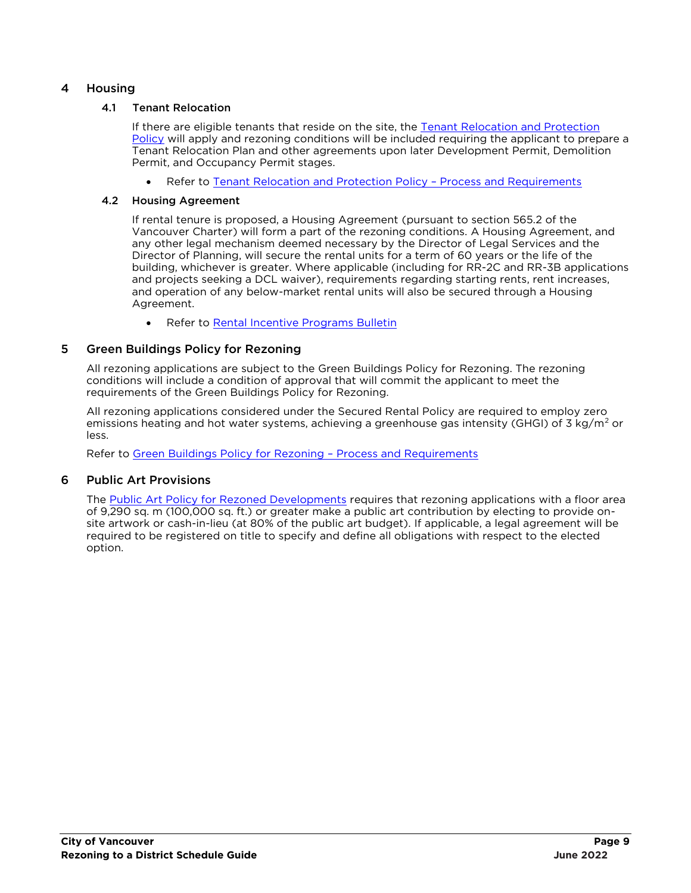## 4 Housing

### 4.1 Tenant Relocation

If there are eligible tenants that reside on the site, the Tenant Relocation and Protection Policy will apply and rezoning conditions will be included requiring the applicant to prepare a Tenant Relocation Plan and other agreements upon later Development Permit, Demolition Permit, and Occupancy Permit stages.

- Refer to Tenant Relocation and Protection Policy – Process and Requirements

### 4.2 Housing Agreement

If rental tenure is proposed, a Housing Agreement (pursuant to section 565.2 of the Vancouver Charter) will form a part of the rezoning conditions. A Housing Agreement, and any other legal mechanism deemed necessary by the Director of Legal Services and the Director of Planning, will secure the rental units for a term of 60 years or the life of the building, whichever is greater. Where applicable (including for RR-2C and RR-3B applications and projects seeking a DCL waiver), requirements regarding starting rents, rent increases, and operation of any below-market rental units will also be secured through a Housing Agreement.

- Refer to Rental Incentive Programs Bulletin

## 5 Green Buildings Policy for Rezoning

All rezoning applications are subject to the Green Buildings Policy for Rezoning. The rezoning conditions will include a condition of approval that will commit the applicant to meet the requirements of the Green Buildings Policy for Rezoning.

All rezoning applications considered under the Secured Rental Policy are required to employ zero emissions heating and hot water systems, achieving a greenhouse gas intensity (GHGI) of 3 $kg/m^2$ or less.

Refer to Green Buildings Policy for Rezoning – Process and Requirements

## 6 Public Art Provisions

The Public Art Policy for Rezoned Developments requires that rezoning applications with a floor area of 9,290 sq. m (100,000 sq. ft.) or greater make a public art contribution by electing to provide on-site artwork or cash-in-lieu (at 80% of the public art budget). If applicable, a legal agreement will be required to be registered on title to specify and define all obligations with respect to the elected option.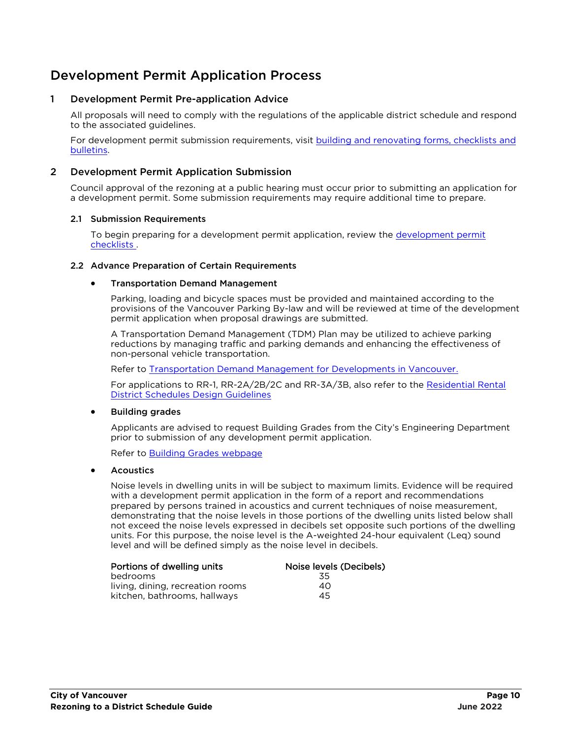# Development Permit Application Process

## 1 Development Permit Pre-application Advice

All proposals will need to comply with the regulations of the applicable district schedule and respond to the associated guidelines.

For development permit submission requirements, visit [building and renovating forms, checklists and bulletins](#).

## 2 Development Permit Application Submission

Council approval of the rezoning at a public hearing must occur prior to submitting an application for a development permit. Some submission requirements may require additional time to prepare.

### 2.1 Submission Requirements

To begin preparing for a development permit application, review the [development permit checklists](#) .

### 2.2 Advance Preparation of Certain Requirements

- **Transportation Demand Management**

  Parking, loading and bicycle spaces must be provided and maintained according to the provisions of the Vancouver Parking By-law and will be reviewed at time of the development permit application when proposal drawings are submitted.

  A Transportation Demand Management (TDM) Plan may be utilized to achieve parking reductions by managing traffic and parking demands and enhancing the effectiveness of non-personal vehicle transportation.

  Refer to [Transportation Demand Management for Developments in Vancouver.](#)

  For applications to RR-1, RR-2A/2B/2C and RR-3A/3B, also refer to the [Residential Rental District Schedules Design Guidelines](#)

- **Building grades**

  Applicants are advised to request Building Grades from the City's Engineering Department prior to submission of any development permit application.

  Refer to [Building Grades webpage](#)

- **Acoustics**

  Noise levels in dwelling units in will be subject to maximum limits. Evidence will be required with a development permit application in the form of a report and recommendations prepared by persons trained in acoustics and current techniques of noise measurement, demonstrating that the noise levels in those portions of the dwelling units listed below shall not exceed the noise levels expressed in decibels set opposite such portions of the dwelling units. For this purpose, the noise level is the A-weighted 24-hour equivalent (Leq) sound level and will be defined simply as the noise level in decibels.

  | Portions of dwelling units | Noise levels (Decibels) |
  |---|---|
  | bedrooms | 35 |
  | living, dining, recreation rooms | 40 |
  | kitchen, bathrooms, hallways | 45 |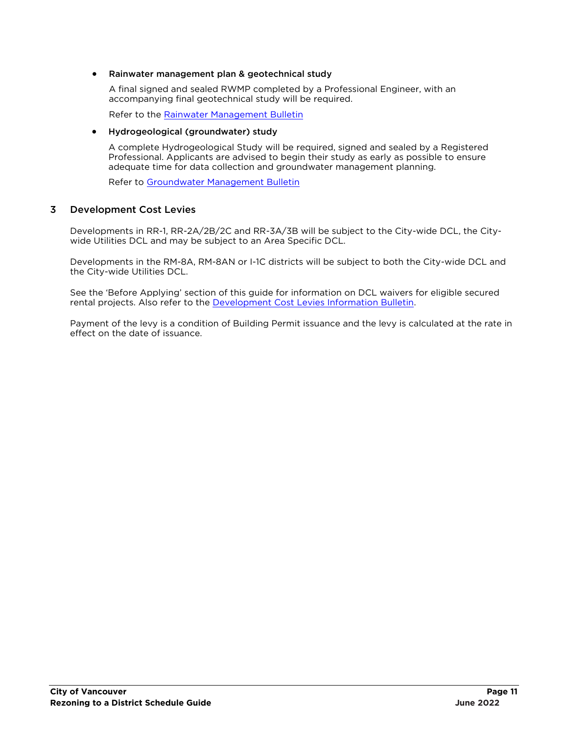- **Rainwater management plan & geotechnical study**

  A final signed and sealed RWMP completed by a Professional Engineer, with an accompanying final geotechnical study will be required.

  Refer to the Rainwater Management Bulletin

- **Hydrogeological (groundwater) study**

  A complete Hydrogeological Study will be required, signed and sealed by a Registered Professional. Applicants are advised to begin their study as early as possible to ensure adequate time for data collection and groundwater management planning.

  Refer to Groundwater Management Bulletin

## 3 Development Cost Levies

Developments in RR-1, RR-2A/2B/2C and RR-3A/3B will be subject to the City-wide DCL, the City-wide Utilities DCL and may be subject to an Area Specific DCL.

Developments in the RM-8A, RM-8AN or I-1C districts will be subject to both the City-wide DCL and the City-wide Utilities DCL.

See the 'Before Applying' section of this guide for information on DCL waivers for eligible secured rental projects. Also refer to the Development Cost Levies Information Bulletin.

Payment of the levy is a condition of Building Permit issuance and the levy is calculated at the rate in effect on the date of issuance.